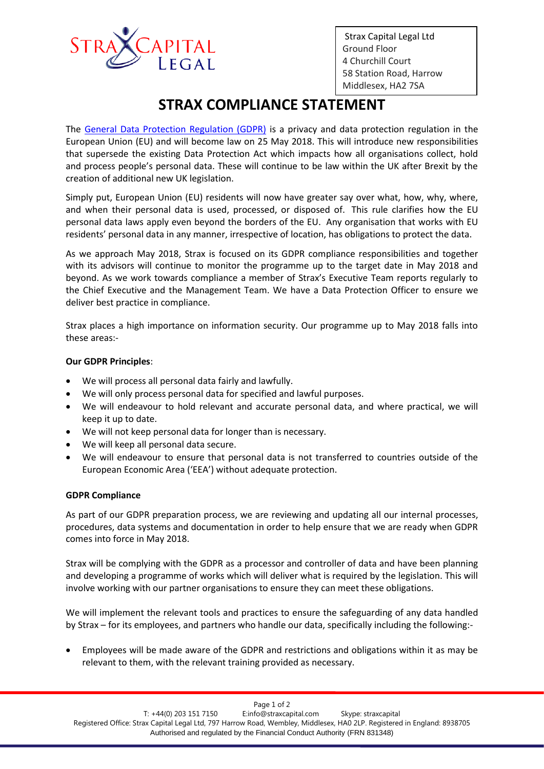Strax Capital Legal Ltd
Ground Floor
4 Churchill Court
58 Station Road, Harrow
Middlesex, HA2 7SA

# STRAX COMPLIANCE STATEMENT

The General Data Protection Regulation (GDPR) is a privacy and data protection regulation in the European Union (EU) and will become law on 25 May 2018. This will introduce new responsibilities that supersede the existing Data Protection Act which impacts how all organisations collect, hold and process people's personal data. These will continue to be law within the UK after Brexit by the creation of additional new UK legislation.

Simply put, European Union (EU) residents will now have greater say over what, how, why, where, and when their personal data is used, processed, or disposed of. This rule clarifies how the EU personal data laws apply even beyond the borders of the EU. Any organisation that works with EU residents' personal data in any manner, irrespective of location, has obligations to protect the data.

As we approach May 2018, Strax is focused on its GDPR compliance responsibilities and together with its advisors will continue to monitor the programme up to the target date in May 2018 and beyond. As we work towards compliance a member of Strax's Executive Team reports regularly to the Chief Executive and the Management Team. We have a Data Protection Officer to ensure we deliver best practice in compliance.

Strax places a high importance on information security. Our programme up to May 2018 falls into these areas:-

**Our GDPR Principles**:

- We will process all personal data fairly and lawfully.
- We will only process personal data for specified and lawful purposes.
- We will endeavour to hold relevant and accurate personal data, and where practical, we will keep it up to date.
- We will not keep personal data for longer than is necessary.
- We will keep all personal data secure.
- We will endeavour to ensure that personal data is not transferred to countries outside of the European Economic Area ('EEA') without adequate protection.

**GDPR Compliance**

As part of our GDPR preparation process, we are reviewing and updating all our internal processes, procedures, data systems and documentation in order to help ensure that we are ready when GDPR comes into force in May 2018.

Strax will be complying with the GDPR as a processor and controller of data and have been planning and developing a programme of works which will deliver what is required by the legislation. This will involve working with our partner organisations to ensure they can meet these obligations.

We will implement the relevant tools and practices to ensure the safeguarding of any data handled by Strax – for its employees, and partners who handle our data, specifically including the following:-

- Employees will be made aware of the GDPR and restrictions and obligations within it as may be relevant to them, with the relevant training provided as necessary.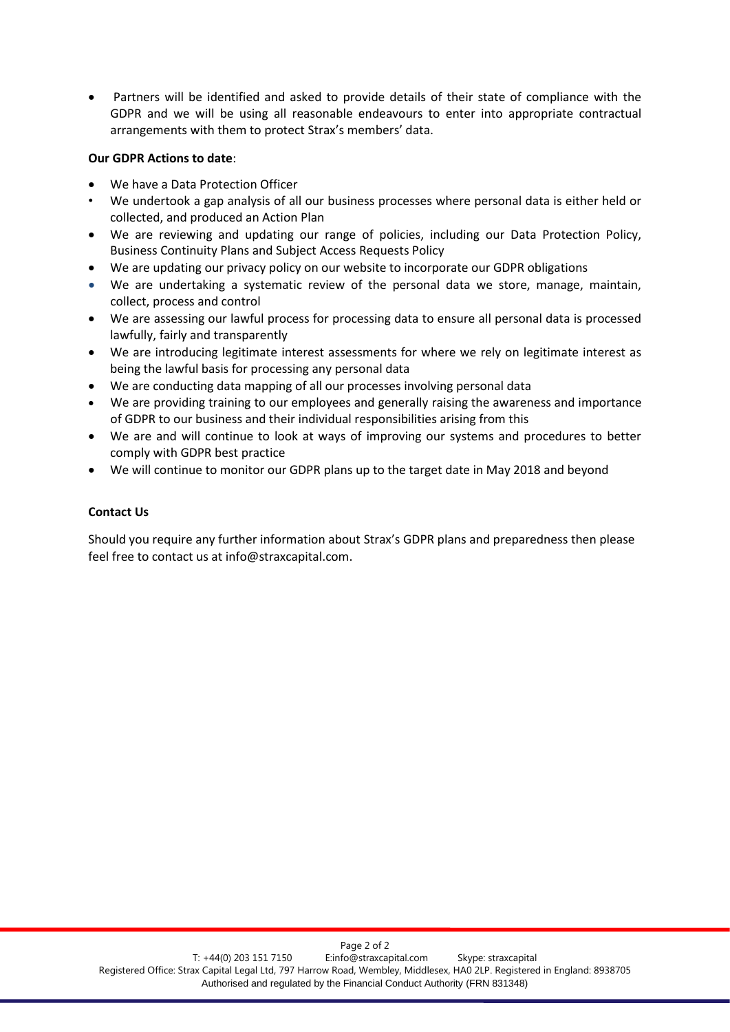- Partners will be identified and asked to provide details of their state of compliance with the GDPR and we will be using all reasonable endeavours to enter into appropriate contractual arrangements with them to protect Strax's members' data.

**Our GDPR Actions to date**:

- We have a Data Protection Officer
- We undertook a gap analysis of all our business processes where personal data is either held or collected, and produced an Action Plan
- We are reviewing and updating our range of policies, including our Data Protection Policy, Business Continuity Plans and Subject Access Requests Policy
- We are updating our privacy policy on our website to incorporate our GDPR obligations
- We are undertaking a systematic review of the personal data we store, manage, maintain, collect, process and control
- We are assessing our lawful process for processing data to ensure all personal data is processed lawfully, fairly and transparently
- We are introducing legitimate interest assessments for where we rely on legitimate interest as being the lawful basis for processing any personal data
- We are conducting data mapping of all our processes involving personal data
- We are providing training to our employees and generally raising the awareness and importance of GDPR to our business and their individual responsibilities arising from this
- We are and will continue to look at ways of improving our systems and procedures to better comply with GDPR best practice
- We will continue to monitor our GDPR plans up to the target date in May 2018 and beyond

**Contact Us**

Should you require any further information about Strax's GDPR plans and preparedness then please feel free to contact us at info@straxcapital.com.

T: +44(0) 203 151 7150 E:info@straxcapital.com Skype: straxcapital
Registered Office: Strax Capital Legal Ltd, 797 Harrow Road, Wembley, Middlesex, HA0 2LP. Registered in England: 8938705
Authorised and regulated by the Financial Conduct Authority (FRN 831348)